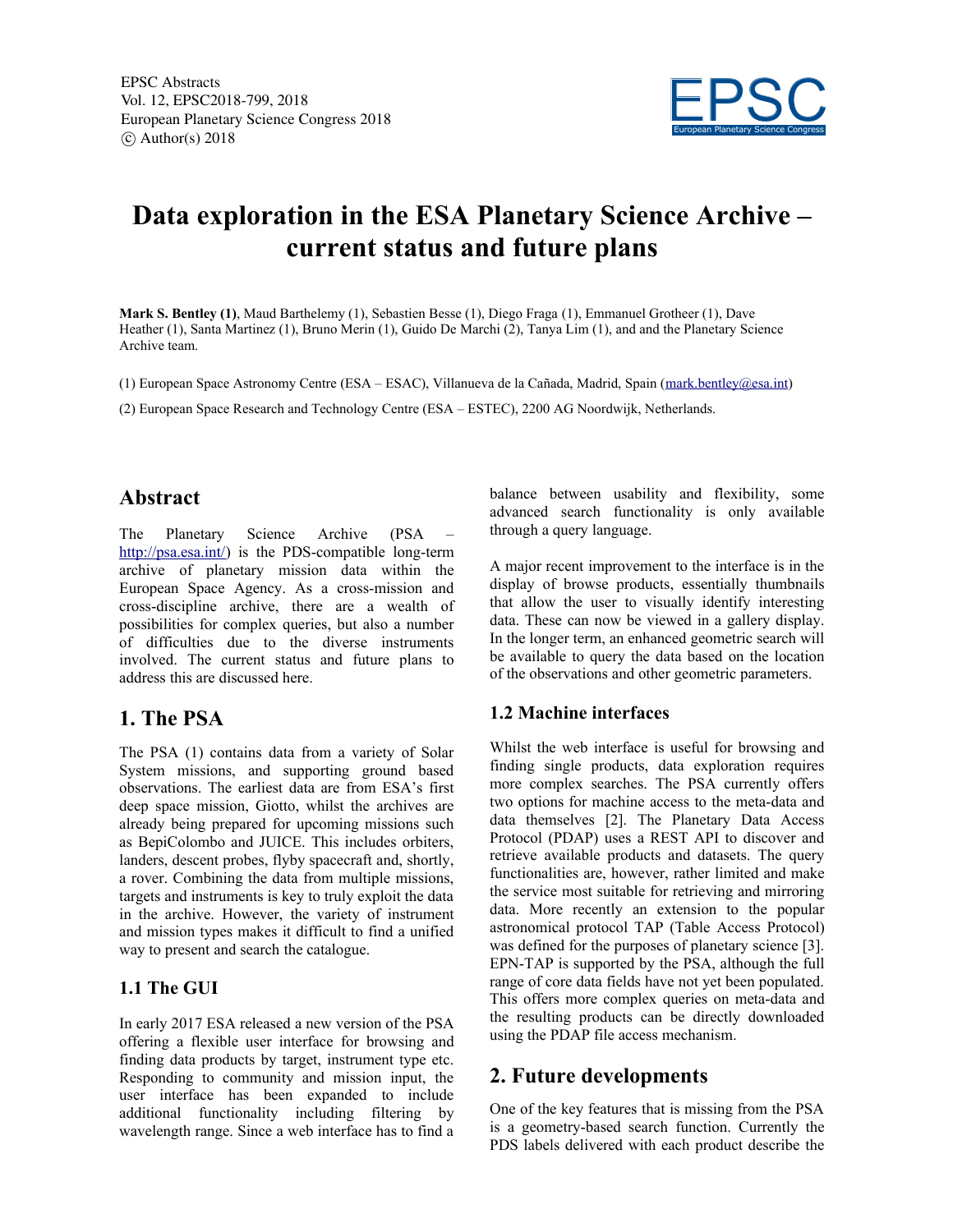# Data exploration in the ESA Planetary Science Archive – current status and future plans

**Mark S. Bentley (1)**, Maud Barthelemy (1), Sebastien Besse (1), Diego Fraga (1), Emmanuel Grotheer (1), Dave Heather (1), Santa Martinez (1), Bruno Merin (1), Guido De Marchi (2), Tanya Lim (1), and and the Planetary Science Archive team.

(1) European Space Astronomy Centre (ESA – ESAC), Villanueva de la Cañada, Madrid, Spain (mark.bentley@esa.int)

(2) European Space Research and Technology Centre (ESA – ESTEC), 2200 AG Noordwijk, Netherlands.

## Abstract

The Planetary Science Archive (PSA – http://psa.esa.int/) is the PDS-compatible long-term archive of planetary mission data within the European Space Agency. As a cross-mission and cross-discipline archive, there are a wealth of possibilities for complex queries, but also a number of difficulties due to the diverse instruments involved. The current status and future plans to address this are discussed here.

## 1. The PSA

The PSA (1) contains data from a variety of Solar System missions, and supporting ground based observations. The earliest data are from ESA's first deep space mission, Giotto, whilst the archives are already being prepared for upcoming missions such as BepiColombo and JUICE. This includes orbiters, landers, descent probes, flyby spacecraft and, shortly, a rover. Combining the data from multiple missions, targets and instruments is key to truly exploit the data in the archive. However, the variety of instrument and mission types makes it difficult to find a unified way to present and search the catalogue.

### 1.1 The GUI

In early 2017 ESA released a new version of the PSA offering a flexible user interface for browsing and finding data products by target, instrument type etc. Responding to community and mission input, the user interface has been expanded to include additional functionality including filtering by wavelength range. Since a web interface has to find a balance between usability and flexibility, some advanced search functionality is only available through a query language.

A major recent improvement to the interface is in the display of browse products, essentially thumbnails that allow the user to visually identify interesting data. These can now be viewed in a gallery display. In the longer term, an enhanced geometric search will be available to query the data based on the location of the observations and other geometric parameters.

### 1.2 Machine interfaces

Whilst the web interface is useful for browsing and finding single products, data exploration requires more complex searches. The PSA currently offers two options for machine access to the meta-data and data themselves [2]. The Planetary Data Access Protocol (PDAP) uses a REST API to discover and retrieve available products and datasets. The query functionalities are, however, rather limited and make the service most suitable for retrieving and mirroring data. More recently an extension to the popular astronomical protocol TAP (Table Access Protocol) was defined for the purposes of planetary science [3]. EPN-TAP is supported by the PSA, although the full range of core data fields have not yet been populated. This offers more complex queries on meta-data and the resulting products can be directly downloaded using the PDAP file access mechanism.

## 2. Future developments

One of the key features that is missing from the PSA is a geometry-based search function. Currently the PDS labels delivered with each product describe the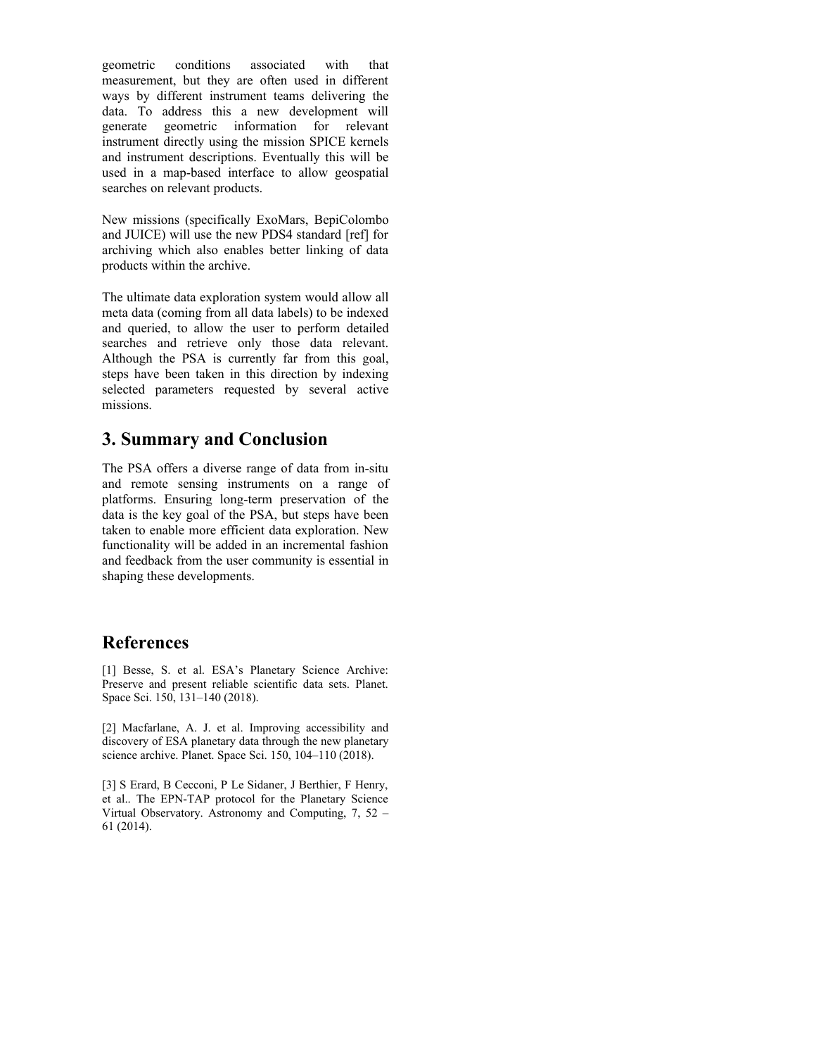geometric conditions associated with that measurement, but they are often used in different ways by different instrument teams delivering the data. To address this a new development will generate geometric information for relevant instrument directly using the mission SPICE kernels and instrument descriptions. Eventually this will be used in a map-based interface to allow geospatial searches on relevant products.

New missions (specifically ExoMars, BepiColombo and JUICE) will use the new PDS4 standard [ref] for archiving which also enables better linking of data products within the archive.

The ultimate data exploration system would allow all meta data (coming from all data labels) to be indexed and queried, to allow the user to perform detailed searches and retrieve only those data relevant. Although the PSA is currently far from this goal, steps have been taken in this direction by indexing selected parameters requested by several active missions.

## 3. Summary and Conclusion

The PSA offers a diverse range of data from in-situ and remote sensing instruments on a range of platforms. Ensuring long-term preservation of the data is the key goal of the PSA, but steps have been taken to enable more efficient data exploration. New functionality will be added in an incremental fashion and feedback from the user community is essential in shaping these developments.

## References

[1] Besse, S. et al. ESA's Planetary Science Archive: Preserve and present reliable scientific data sets. Planet. Space Sci. 150, 131–140 (2018).

[2] Macfarlane, A. J. et al. Improving accessibility and discovery of ESA planetary data through the new planetary science archive. Planet. Space Sci. 150, 104–110 (2018).

[3] S Erard, B Cecconi, P Le Sidaner, J Berthier, F Henry, et al.. The EPN-TAP protocol for the Planetary Science Virtual Observatory. Astronomy and Computing, 7, 52 – 61 (2014).